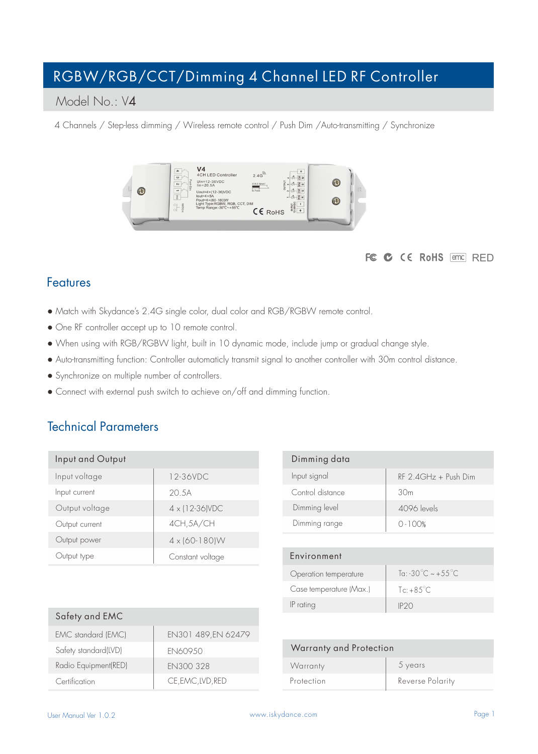# RGBW/RGB/CCT/Dimming 4 Channel LED RF Controller

## Model No.: V4

4 Channels / Step-less dimming / Wireless remote control / Push Dim /Auto-transmitting / Synchronize

FC CE RoHS emc RED

## Features

- Match with Skydance's 2.4G single color, dual color and RGB/RGBW remote control.
- One RF controller accept up to 10 remote control.
- When using with RGB/RGBW light, built in 10 dynamic mode, include jump or gradual change style.
- Auto-transmitting function: Controller automaticly transmit signal to another controller with 30m control distance.
- Synchronize on multiple number of controllers.
- Connect with external push switch to achieve on/off and dimming function.

## Technical Parameters

| Input and Output | |
|---|---|
| Input voltage | 12-36VDC |
| Input current | 20.5A |
| Output voltage | 4 x (12-36)VDC |
| Output current | 4CH,5A/CH |
| Output power | 4 x (60-180)W |
| Output type | Constant voltage |

| Dimming data | |
|---|---|
| Input signal | RF 2.4GHz + Push Dim |
| Control distance | 30m |
| Dimming level | 4096 levels |
| Dimming range | 0-100% |

| Environment | |
|---|---|
| Operation temperature | Ta: -30°C ~ +55°C |
| Case temperature (Max.) | Tc: +85°C |
| IP rating | IP20 |

| Safety and EMC | |
|---|---|
| EMC standard (EMC) | EN301 489,EN 62479 |
| Safety standard(LVD) | EN60950 |
| Radio Equipment(RED) | EN300 328 |
| Certification | CE,EMC,LVD,RED |

| Warranty and Protection | |
|---|---|
| Warranty | 5 years |
| Protection | Reverse Polarity |

User Manual Ver 1.0.2 www.iskydance.com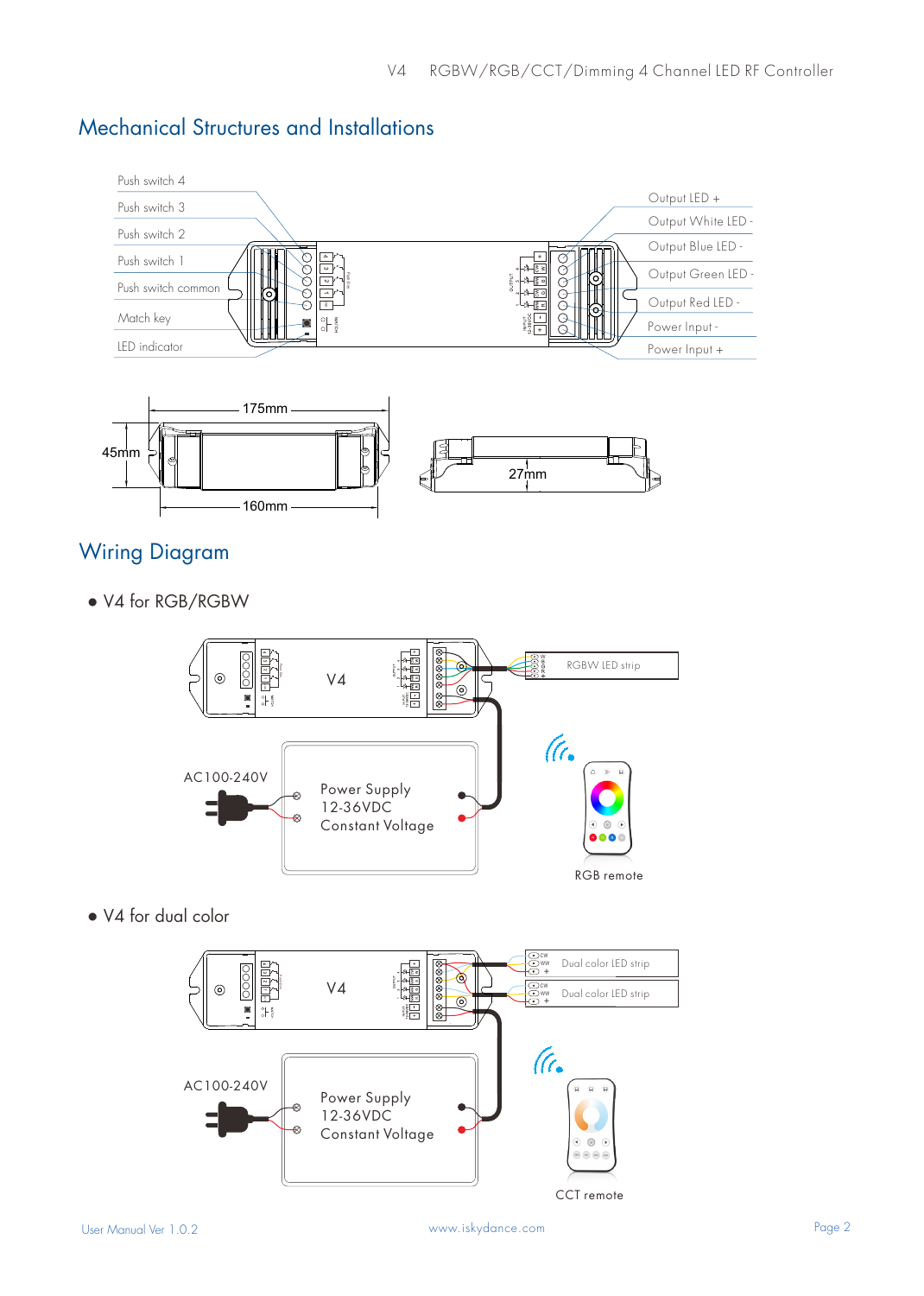## Mechanical Structures and Installations

Push switch 4

Push switch 3

Push switch 2

Push switch 1

Push switch common

Match key

LED indicator

Output LED +

Output White LED -

Output Blue LED -

Output Green LED -

Output Red LED -

Power Input -

Power Input +

175mm

45mm

160mm

27mm

## Wiring Diagram

- V4 for RGB/RGBW

V4

RGBW LED strip

AC100-240V

Power Supply
12-36VDC
Constant Voltage

RGB remote

- V4 for dual color

V4

Dual color LED strip

Dual color LED strip

AC100-240V

Power Supply
12-36VDC
Constant Voltage

CCT remote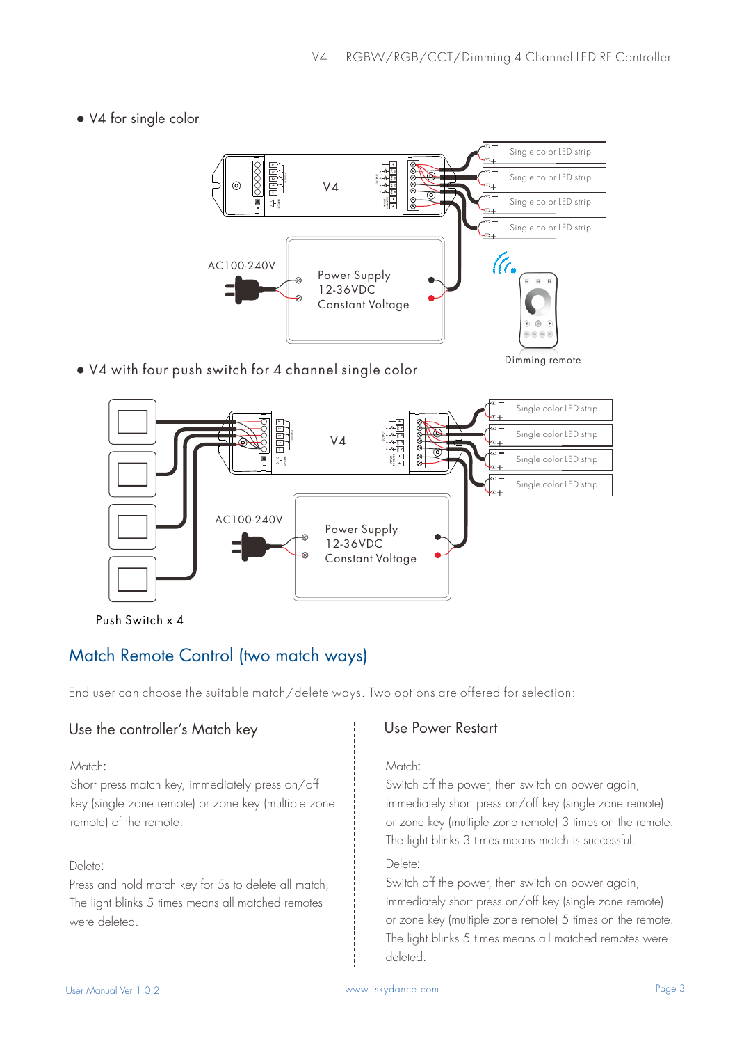- V4 for single color

Single color LED strip

Single color LED strip

Single color LED strip

Single color LED strip

V4

AC100-240V

Power Supply
12-36VDC
Constant Voltage

Dimming remote

- V4 with four push switch for 4 channel single color

Single color LED strip

Single color LED strip

Single color LED strip

Single color LED strip

V4

AC100-240V

Power Supply
12-36VDC
Constant Voltage

Push Switch x 4

## Match Remote Control (two match ways)

End user can choose the suitable match/delete ways. Two options are offered for selection:

### Use the controller's Match key

Match:
Short press match key, immediately press on/off key (single zone remote) or zone key (multiple zone remote) of the remote.

Delete:
Press and hold match key for 5s to delete all match, The light blinks 5 times means all matched remotes were deleted.

### Use Power Restart

Match:
Switch off the power, then switch on power again, immediately short press on/off key (single zone remote) or zone key (multiple zone remote) 3 times on the remote. The light blinks 3 times means match is successful.

Delete:
Switch off the power, then switch on power again, immediately short press on/off key (single zone remote) or zone key (multiple zone remote) 5 times on the remote. The light blinks 5 times means all matched remotes were deleted.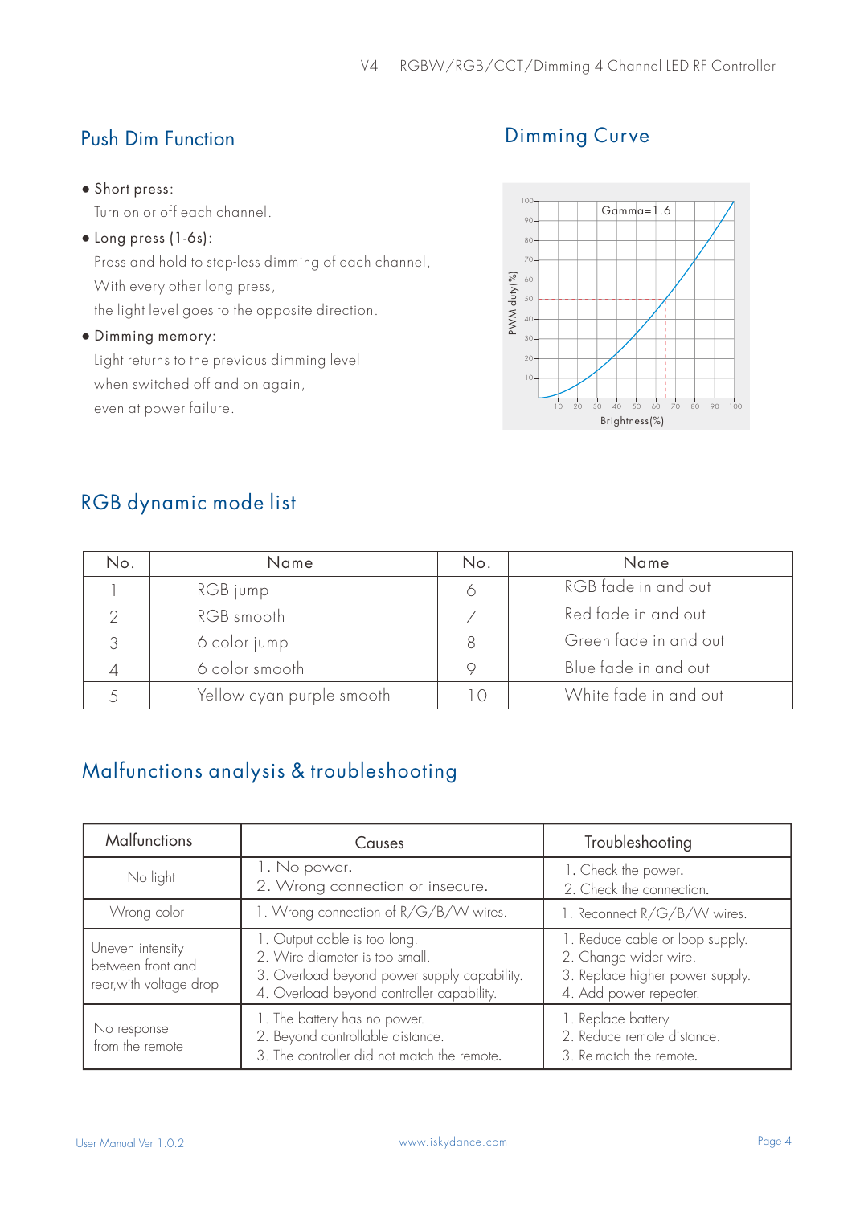## Push Dim Function

- Short press:
  Turn on or off each channel.
- Long press (1-6s):
  Press and hold to step-less dimming of each channel,
  With every other long press,
  the light level goes to the opposite direction.
- Dimming memory:
  Light returns to the previous dimming level
  when switched off and on again,
  even at power failure.

## Dimming Curve

Gamma=1.6

PWM duty(%)

100
90
80
70
60
50
40
30
20
10

10 20 30 40 50 60 70 80 90 100

Brightness(%)

## RGB dynamic mode list

| No. | Name | No. | Name |
|---|---|---|---|
| 1 | RGB jump | 6 | RGB fade in and out |
| 2 | RGB smooth | 7 | Red fade in and out |
| 3 | 6 color jump | 8 | Green fade in and out |
| 4 | 6 color smooth | 9 | Blue fade in and out |
| 5 | Yellow cyan purple smooth | 10 | White fade in and out |

## Malfunctions analysis & troubleshooting

| Malfunctions | Causes | Troubleshooting |
|---|---|---|
| No light | 1. No power.<br>2. Wrong connection or insecure. | 1. Check the power.<br>2. Check the connection. |
| Wrong color | 1. Wrong connection of R/G/B/W wires. | 1. Reconnect R/G/B/W wires. |
| Uneven intensity between front and rear,with voltage drop | 1. Output cable is too long.<br>2. Wire diameter is too small.<br>3. Overload beyond power supply capability.<br>4. Overload beyond controller capability. | 1. Reduce cable or loop supply.<br>2. Change wider wire.<br>3. Replace higher power supply.<br>4. Add power repeater. |
| No response from the remote | 1. The battery has no power.<br>2. Beyond controllable distance.<br>3. The controller did not match the remote. | 1. Replace battery.<br>2. Reduce remote distance.<br>3. Re-match the remote. |